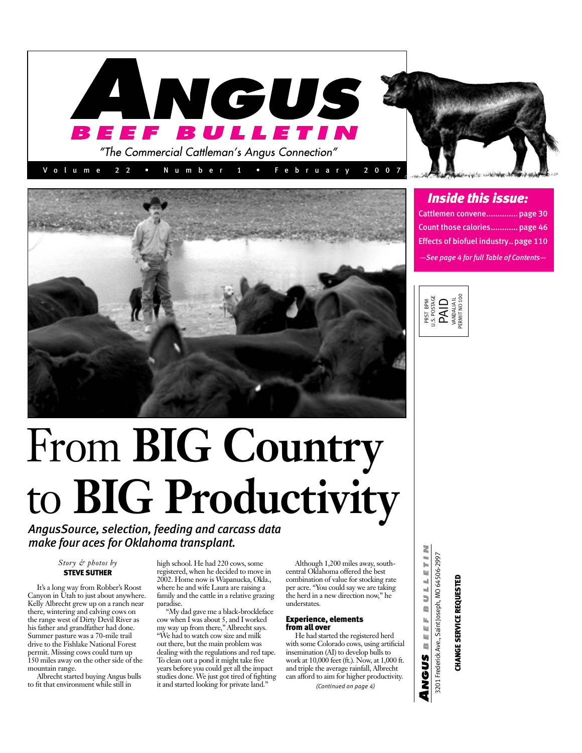# ANGUS BEEF BULLETIN

*"The Commercial Cattleman's Angus Connection"*

Volume 22 • Number 1 • February 2007

## Inside this issue:

Cattlemen convene.............. page 30

Count those calories............ page 46

Effects of biofuel industry.. page 110

*—See page 4 for full Table of Contents—*

PRST BPM
U.S. POSTAGE
PAID
VANDALIA IL
PERMIT NO 100

# From BIG Country to BIG Productivity

### *AngusSource, selection, feeding and carcass data make four aces for Oklahoma transplant.*

*Story & photos by*
**STEVE SUTHER**

It's a long way from Robber's Roost Canyon in Utah to just about anywhere. Kelly Albrecht grew up on a ranch near there, wintering and calving cows on the range west of Dirty Devil River as his father and grandfather had done. Summer pasture was a 70-mile trail drive to the Fishlake National Forest permit. Missing cows could turn up 150 miles away on the other side of the mountain range.

Albrecht started buying Angus bulls to fit that environment while still in high school. He had 220 cows, some registered, when he decided to move in 2002. Home now is Wapanucka, Okla., where he and wife Laura are raising a family and the cattle in a relative grazing paradise.

"My dad gave me a black-brockleface cow when I was about 5, and I worked my way up from there," Albrecht says. "We had to watch cow size and milk out there, but the main problem was dealing with the regulations and red tape. To clean out a pond it might take five years before you could get all the impact studies done. We just got tired of fighting it and started looking for private land."

Although 1,200 miles away, south-central Oklahoma offered the best combination of value for stocking rate per acre. "You could say we are taking the herd in a new direction now," he understates.

#### Experience, elements from all over

He had started the registered herd with some Colorado cows, using artificial insemination (AI) to develop bulls to work at 10,000 feet (ft.). Now, at 1,000 ft. and triple the average rainfall, Albrecht can afford to aim for higher productivity.

*(Continued on page 4)*

ANGUS BEEF BULLETIN
3201 Frederick Ave., Saint Joseph, MO 64506-2997

**CHANGE SERVICE REQUESTED**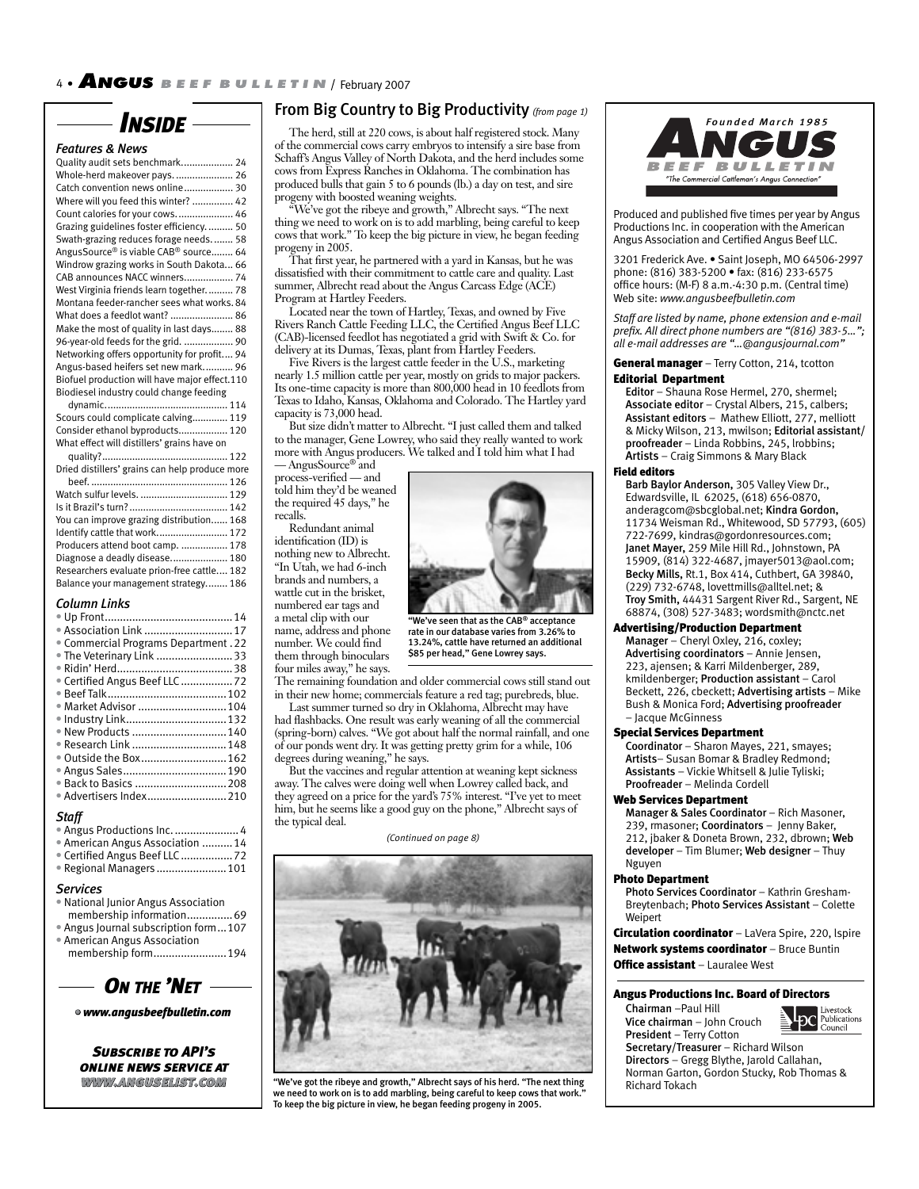# INSIDE

### *Features & News*

- Quality audit sets benchmark.................. 24
- Whole-herd makeover pays...................... 26
- Catch convention news online................. 30
- Where will you feed this winter? ............... 42
- Count calories for your cows.................... 46
- Grazing guidelines foster efficiency.......... 50
- Swath-grazing reduces forage needs........ 58
- AngusSource® is viable CAB® source........ 64
- Windrow grazing works in South Dakota... 66
- CAB announces NACC winners.................. 74
- West Virginia friends learn together.......... 78
- Montana feeder-rancher sees what works. 84
- What does a feedlot want? ....................... 86
- Make the most of quality in last days........ 88
- 96-year-old feeds for the grid. .................. 90
- Networking offers opportunity for profit.... 94
- Angus-based heifers set new mark........... 96
- Biofuel production will have major effect.110
- Biodiesel industry could change feeding dynamic.............................................. 114
- Scours could complicate calving............. 119
- Consider ethanol byproducts.................. 120
- What effect will distillers' grains have on quality?.............................................. 122
- Dried distillers' grains can help produce more beef.................................................. 126
- Watch sulfur levels. ................................ 129
- Is it Brazil's turn?.................................... 142
- You can improve grazing distribution...... 168
- Identify cattle that work.......................... 172
- Producers attend boot camp. ................. 178
- Diagnose a deadly disease..................... 180
- Researchers evaluate prion-free cattle.... 182
- Balance your management strategy........ 186

### *Column Links*

- Up Front.......................................... 14
- Association Link ............................. 17
- Commercial Programs Department . 22
- The Veterinary Link ......................... 33
- Ridin' Herd...................................... 38
- Certified Angus Beef LLC ................. 72
- Beef Talk....................................... 102
- Market Advisor ............................. 104
- Industry Link................................. 132
- New Products ............................... 140
- Research Link ............................... 148
- Outside the Box............................ 162
- Angus Sales.................................. 190
- Back to Basics .............................. 208
- Advertisers Index.......................... 210

### *Staff*

- Angus Productions Inc...................... 4
- American Angus Association .......... 14
- Certified Angus Beef LLC ................. 72
- Regional Managers ....................... 101

### *Services*

- National Junior Angus Association membership information............... 69
- Angus Journal subscription form... 107
- American Angus Association membership form........................ 194

## *ON THE 'NET*

*www.angusbeefbulletin.com*

***SUBSCRIBE TO API'S ONLINE NEWS SERVICE AT WWW.ANGUSELIST.COM***

## From Big Country to Big Productivity *(from page 1)*

The herd, still at 220 cows, is about half registered stock. Many of the commercial cows carry embryos to intensify a sire base from Schaff's Angus Valley of North Dakota, and the herd includes some cows from Express Ranches in Oklahoma. The combination has produced bulls that gain 5 to 6 pounds (lb.) a day on test, and sire progeny with boosted weaning weights.

"We've got the ribeye and growth," Albrecht says. "The next thing we need to work on is to add marbling, being careful to keep cows that work." To keep the big picture in view, he began feeding progeny in 2005.

That first year, he partnered with a yard in Kansas, but he was dissatisfied with their commitment to cattle care and quality. Last summer, Albrecht read about the Angus Carcass Edge (ACE) Program at Hartley Feeders.

Located near the town of Hartley, Texas, and owned by Five Rivers Ranch Cattle Feeding LLC, the Certified Angus Beef LLC (CAB)-licensed feedlot has negotiated a grid with Swift & Co. for delivery at its Dumas, Texas, plant from Hartley Feeders.

Five Rivers is the largest cattle feeder in the U.S., marketing nearly 1.5 million cattle per year, mostly on grids to major packers. Its one-time capacity is more than 800,000 head in 10 feedlots from Texas to Idaho, Kansas, Oklahoma and Colorado. The Hartley yard capacity is 73,000 head.

But size didn't matter to Albrecht. "I just called them and talked to the manager, Gene Lowrey, who said they really wanted to work more with Angus producers. We talked and I told him what I had — AngusSource® and process-verified — and told him they'd be weaned the required 45 days," he recalls.

Redundant animal identification (ID) is nothing new to Albrecht. "In Utah, we had 6-inch brands and numbers, a wattle cut in the brisket, numbered ear tags and a metal clip with our name, address and phone number. We could find them through binoculars four miles away," he says.

"We've seen that as the CAB® acceptance rate in our database varies from 3.26% to 13.24%, cattle have returned an additional $85 per head," Gene Lowrey says.

The remaining foundation and older commercial cows still stand out in their new home; commercials feature a red tag; purebreds, blue.

Last summer turned so dry in Oklahoma, Albrecht may have had flashbacks. One result was early weaning of all the commercial (spring-born) calves. "We got about half the normal rainfall, and one of our ponds went dry. It was getting pretty grim for a while, 106 degrees during weaning," he says.

But the vaccines and regular attention at weaning kept sickness away. The calves were doing well when Lowrey called back, and they agreed on a price for the yard's 75% interest. "I've yet to meet him, but he seems like a good guy on the phone," Albrecht says of the typical deal.

*(Continued on page 8)*

"We've got the ribeye and growth," Albrecht says of his herd. "The next thing we need to work on is to add marbling, being careful to keep cows that work." To keep the big picture in view, he began feeding progeny in 2005.

---

*Founded March 1985*

**ANGUS BEEF BULLETIN**

"The Commercial Cattleman's Angus Connection"

Produced and published five times per year by Angus Productions Inc. in cooperation with the American Angus Association and Certified Angus Beef LLC.

3201 Frederick Ave. • Saint Joseph, MO 64506-2997
phone: (816) 383-5200 • fax: (816) 233-6575
office hours: (M-F) 8 a.m.-4:30 p.m. (Central time)
Web site: *www.angusbeefbulletin.com*

*Staff are listed by name, phone extension and e-mail prefix. All direct phone numbers are "(816) 383-5...", all e-mail addresses are "...@angusjournal.com"*

**General manager** – Terry Cotton, 214, tcotton

**Editorial Department**
**Editor** – Shauna Rose Hermel, 270, shermel; **Associate editor** – Crystal Albers, 215, calbers; **Assistant editors** – Mathew Elliott, 277, melliott & Micky Wilson, 213, mwilson; **Editorial assistant/proofreader** – Linda Robbins, 245, lrobbins; **Artists** – Craig Simmons & Mary Black

**Field editors**
**Barb Baylor Anderson,** 305 Valley View Dr., Edwardsville, IL 62025, (618) 656-0870, anderagcom@sbcglobal.net; **Kindra Gordon,** 11734 Weisman Rd., Whitewood, SD 57793, (605) 722-7699, kindras@gordonresources.com; **Janet Mayer,** 259 Mile Hill Rd., Johnstown, PA 15909, (814) 322-4687, jmayer5013@aol.com; **Becky Mills,** Rt.1, Box 414, Cuthbert, GA 39840, (229) 732-6748, lovettmills@alltel.net; & **Troy Smith,** 44431 Sargent River Rd., Sargent, NE 68874, (308) 527-3483; wordsmith@nctc.net

**Advertising/Production Department**
**Manager** – Cheryl Oxley, 216, coxley; **Advertising coordinators** – Annie Jensen, 223, ajensen; & Karri Mildenberger, 289, kmildenberger; **Production assistant** – Carol Beckett, 226, cbeckett; **Advertising artists** – Mike Bush & Monica Ford; **Advertising proofreader** – Jacque McGinness

**Special Services Department**
**Coordinator** – Sharon Mayes, 221, smayes; **Artists**– Susan Bomar & Bradley Redmond; **Assistants** – Vickie Whitsell & Julie Tyliski; **Proofreader** – Melinda Cordell

**Web Services Department**
**Manager & Sales Coordinator** – Rich Masoner, 239, rmasoner; **Coordinators** – Jenny Baker, 212, jbaker & Doneta Brown, 232, dbrown; **Web developer** – Tim Blumer; **Web designer** – Thuy Nguyen

**Photo Department**
**Photo Services Coordinator** – Kathrin Gresham-Breytenbach; **Photo Services Assistant** – Colette Weipert

**Circulation coordinator** – LaVera Spire, 220, lspire

**Network systems coordinator** – Bruce Buntin

**Office assistant** – Lauralee West

**Angus Productions Inc. Board of Directors**
**Chairman** –Paul Hill
**Vice chairman** – John Crouch
**President** – Terry Cotton
**Secretary/Treasurer** – Richard Wilson
**Directors** – Gregg Blythe, Jarold Callahan, Norman Garton, Gordon Stucky, Rob Thomas & Richard Tokach

Livestock Publications Council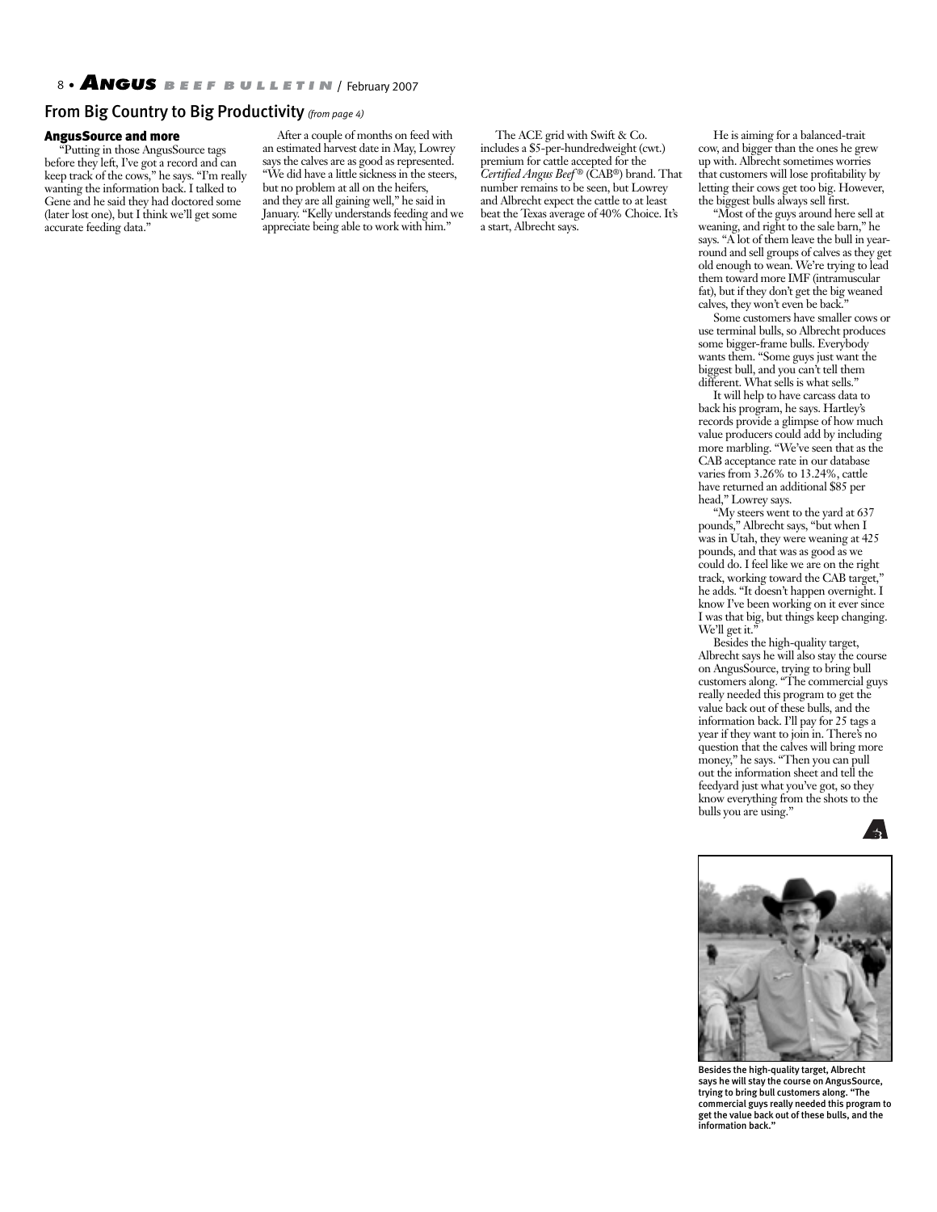## From Big Country to Big Productivity *(from page 4)*

### AngusSource and more

"Putting in those AngusSource tags before they left, I've got a record and can keep track of the cows," he says. "I'm really wanting the information back. I talked to Gene and he said they had doctored some (later lost one), but I think we'll get some accurate feeding data."

After a couple of months on feed with an estimated harvest date in May, Lowrey says the calves are as good as represented. "We did have a little sickness in the steers, but no problem at all on the heifers, and they are all gaining well," he said in January. "Kelly understands feeding and we appreciate being able to work with him."

The ACE grid with Swift & Co. includes a $5-per-hundredweight (cwt.) premium for cattle accepted for the *Certified Angus Beef*® (CAB®) brand. That number remains to be seen, but Lowrey and Albrecht expect the cattle to at least beat the Texas average of 40% Choice. It's a start, Albrecht says.

He is aiming for a balanced-trait cow, and bigger than the ones he grew up with. Albrecht sometimes worries that customers will lose profitability by letting their cows get too big. However, the biggest bulls always sell first.

"Most of the guys around here sell at weaning, and right to the sale barn," he says. "A lot of them leave the bull in year-round and sell groups of calves as they get old enough to wean. We're trying to lead them toward more IMF (intramuscular fat), but if they don't get the big weaned calves, they won't even be back."

Some customers have smaller cows or use terminal bulls, so Albrecht produces some bigger-frame bulls. Everybody wants them. "Some guys just want the biggest bull, and you can't tell them different. What sells is what sells."

It will help to have carcass data to back his program, he says. Hartley's records provide a glimpse of how much value producers could add by including more marbling. "We've seen that as the CAB acceptance rate in our database varies from 3.26% to 13.24%, cattle have returned an additional $85 per head," Lowrey says.

"My steers went to the yard at 637 pounds," Albrecht says, "but when I was in Utah, they were weaning at 425 pounds, and that was as good as we could do. I feel like we are on the right track, working toward the CAB target," he adds. "It doesn't happen overnight. I know I've been working on it ever since I was that big, but things keep changing. We'll get it."

Besides the high-quality target, Albrecht says he will also stay the course on AngusSource, trying to bring bull customers along. "The commercial guys really needed this program to get the value back out of these bulls, and the information back. I'll pay for 25 tags a year if they want to join in. There's no question that the calves will bring more money," he says. "Then you can pull out the information sheet and tell the feedyard just what you've got, so they know everything from the shots to the bulls you are using."

Besides the high-quality target, Albrecht says he will stay the course on AngusSource, trying to bring bull customers along. "The commercial guys really needed this program to get the value back out of these bulls, and the information back."